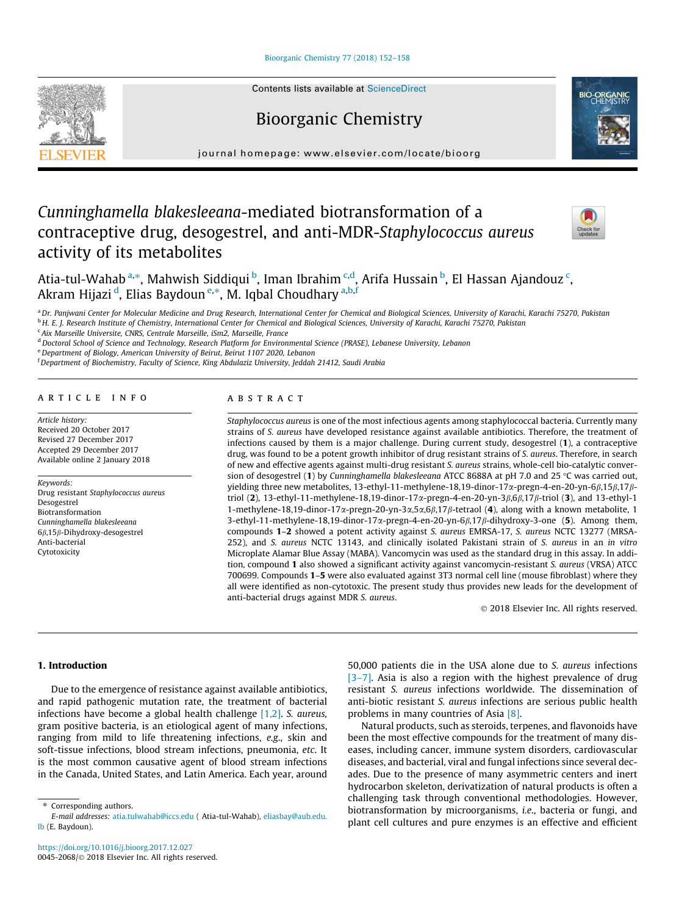Contents lists available at ScienceDirect

# Bioorganic Chemistry

journal homepage: www.elsevier.com/locate/bioorg

# *Cunninghamella blakesleeana*-mediated biotransformation of a contraceptive drug, desogestrel, and anti-MDR-*Staphylococcus aureus* activity of its metabolites

Atia-tul-Wahab [a,*], Mahwish Siddiqui [b], Iman Ibrahim [c,d], Arifa Hussain [b], El Hassan Ajandouz [c], Akram Hijazi [d], Elias Baydoun [e,*], M. Iqbal Choudhary [a,b,f]

[a] Dr. Panjwani Center for Molecular Medicine and Drug Research, International Center for Chemical and Biological Sciences, University of Karachi, Karachi 75270, Pakistan
[b] H. E. J. Research Institute of Chemistry, International Center for Chemical and Biological Sciences, University of Karachi, Karachi 75270, Pakistan
[c] Aix Marseille Universite, CNRS, Centrale Marseille, iSm2, Marseille, France
[d] Doctoral School of Science and Technology, Research Platform for Environmental Science (PRASE), Lebanese University, Lebanon
[e] Department of Biology, American University of Beirut, Beirut 1107 2020, Lebanon
[f] Department of Biochemistry, Faculty of Science, King Abdulaziz University, Jeddah 21412, Saudi Arabia

## ARTICLE INFO

*Article history:*
Received 20 October 2017
Revised 27 December 2017
Accepted 29 December 2017
Available online 2 January 2018

*Keywords:*
Drug resistant *Staphylococcus aureus*
Desogestrel
Biotransformation
*Cunninghamella blakesleeana*
$6\beta,15\beta$-Dihydroxy-desogestrel
Anti-bacterial
Cytotoxicity

## ABSTRACT

*Staphylococcus aureus* is one of the most infectious agents among staphylococcal bacteria. Currently many strains of *S. aureus* have developed resistance against available antibiotics. Therefore, the treatment of infections caused by them is a major challenge. During current study, desogestrel (**1**), a contraceptive drug, was found to be a potent growth inhibitor of drug resistant strains of *S. aureus*. Therefore, in search of new and effective agents against multi-drug resistant *S. aureus* strains, whole-cell bio-catalytic conversion of desogestrel (**1**) by *Cunninghamella blakesleeana* ATCC 8688A at pH 7.0 and 25 °C was carried out, yielding three new metabolites, 13-ethyl-11-methylene-18,19-dinor-17α-pregn-4-en-20-yn-6β,15β,17β-triol (**2**), 13-ethyl-11-methylene-18,19-dinor-17α-pregn-4-en-20-yn-3β,6β,17β-triol (**3**), and 13-ethyl-11-methylene-18,19-dinor-17α-pregn-20-yn-3α,5α,6β,17β-tetraol (**4**), along with a known metabolite, 13-ethyl-11-methylene-18,19-dinor-17α-pregn-4-en-20-yn-6β,17β-dihydroxy-3-one (**5**). Among them, compounds **1**–**2** showed a potent activity against *S. aureus* EMRSA-17, *S. aureus* NCTC 13277 (MRSA-252), and *S. aureus* NCTC 13143, and clinically isolated Pakistani strain of *S. aureus* in an *in vitro* Microplate Alamar Blue Assay (MABA). Vancomycin was used as the standard drug in this assay. In addition, compound **1** also showed a significant activity against vancomycin-resistant *S. aureus* (VRSA) ATCC 700699. Compounds **1**–**5** were also evaluated against 3T3 normal cell line (mouse fibroblast) where they all were identified as non-cytotoxic. The present study thus provides new leads for the development of anti-bacterial drugs against MDR *S. aureus*.

© 2018 Elsevier Inc. All rights reserved.

## 1. Introduction

Due to the emergence of resistance against available antibiotics, and rapid pathogenic mutation rate, the treatment of bacterial infections have become a global health challenge [1,2]. *S. aureus*, gram positive bacteria, is an etiological agent of many infections, ranging from mild to life threatening infections, *e.g.*, skin and soft-tissue infections, blood stream infections, pneumonia, *etc.* It is the most common causative agent of blood stream infections in the Canada, United States, and Latin America. Each year, around 50,000 patients die in the USA alone due to *S. aureus* infections [3–7]. Asia is also a region with the highest prevalence of drug resistant *S. aureus* infections worldwide. The dissemination of anti-biotic resistant *S. aureus* infections are serious public health problems in many countries of Asia [8].

Natural products, such as steroids, terpenes, and flavonoids have been the most effective compounds for the treatment of many diseases, including cancer, immune system disorders, cardiovascular diseases, and bacterial, viral and fungal infections since several decades. Due to the presence of many asymmetric centers and inert hydrocarbon skeleton, derivatization of natural products is often a challenging task through conventional methodologies. However, biotransformation by microorganisms, *i.e.*, bacteria or fungi, and plant cell cultures and pure enzymes is an effective and efficient

\* Corresponding authors.
*E-mail addresses:* atia.tulwahab@iccs.edu (Atia-tul-Wahab), eliasbay@aub.edu.lb (E. Baydoun).

https://doi.org/10.1016/j.bioorg.2017.12.027
0045-2068/© 2018 Elsevier Inc. All rights reserved.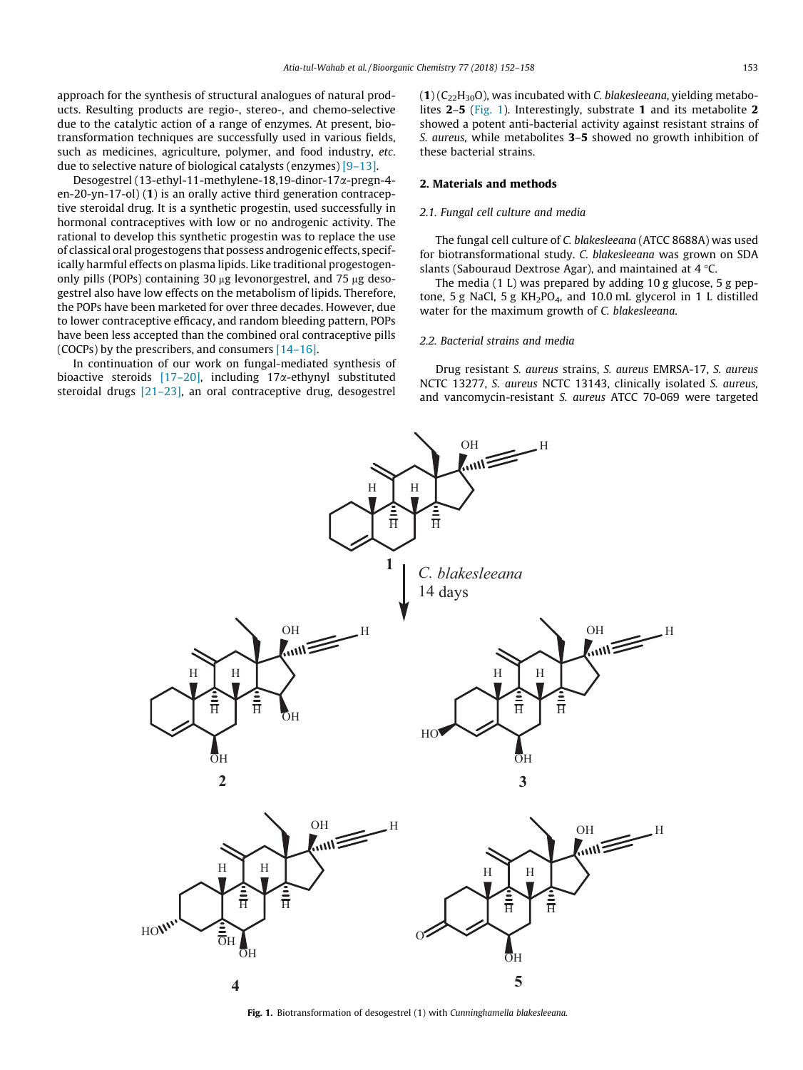approach for the synthesis of structural analogues of natural products. Resulting products are regio-, stereo-, and chemo-selective due to the catalytic action of a range of enzymes. At present, biotransformation techniques are successfully used in various fields, such as medicines, agriculture, polymer, and food industry, *etc.* due to selective nature of biological catalysts (enzymes) [9–13].

Desogestrel (13-ethyl-11-methylene-18,19-dinor-17α-pregn-4-en-20-yn-17-ol) (**1**) is an orally active third generation contraceptive steroidal drug. It is a synthetic progestin, used successfully in hormonal contraceptives with low or no androgenic activity. The rational to develop this synthetic progestin was to replace the use of classical oral progestogens that possess androgenic effects, specifically harmful effects on plasma lipids. Like traditional progestogen-only pills (POPs) containing 30 μg levonorgestrel, and 75 μg desogestrel also have low effects on the metabolism of lipids. Therefore, the POPs have been marketed for over three decades. However, due to lower contraceptive efficacy, and random bleeding pattern, POPs have been less accepted than the combined oral contraceptive pills (COCPs) by the prescribers, and consumers [14–16].

In continuation of our work on fungal-mediated synthesis of bioactive steroids [17–20], including 17α-ethynyl substituted steroidal drugs [21–23], an oral contraceptive drug, desogestrel (**1**) ($C_{22}H_{30}O$), was incubated with *C. blakesleeana*, yielding metabolites **2**–**5** (Fig. 1). Interestingly, substrate **1** and its metabolite **2** showed a potent anti-bacterial activity against resistant strains of *S. aureus*, while metabolites **3**–**5** showed no growth inhibition of these bacterial strains.

## 2. Materials and methods

### 2.1. Fungal cell culture and media

The fungal cell culture of *C. blakesleeana* (ATCC 8688A) was used for biotransformational study. *C. blakesleeana* was grown on SDA slants (Sabouraud Dextrose Agar), and maintained at 4 °C.

The media (1 L) was prepared by adding 10 g glucose, 5 g peptone, 5 g NaCl, 5 g $KH_2PO_4$, and 10.0 mL glycerol in 1 L distilled water for the maximum growth of *C. blakesleeana*.

### 2.2. Bacterial strains and media

Drug resistant *S. aureus* strains, *S. aureus* EMRSA-17, *S. aureus* NCTC 13277, *S. aureus* NCTC 13143, clinically isolated *S. aureus*, and vancomycin-resistant *S. aureus* ATCC 70-069 were targeted

**Fig. 1.** Biotransformation of desogestrel (1) with *Cunninghamella blakesleeana*.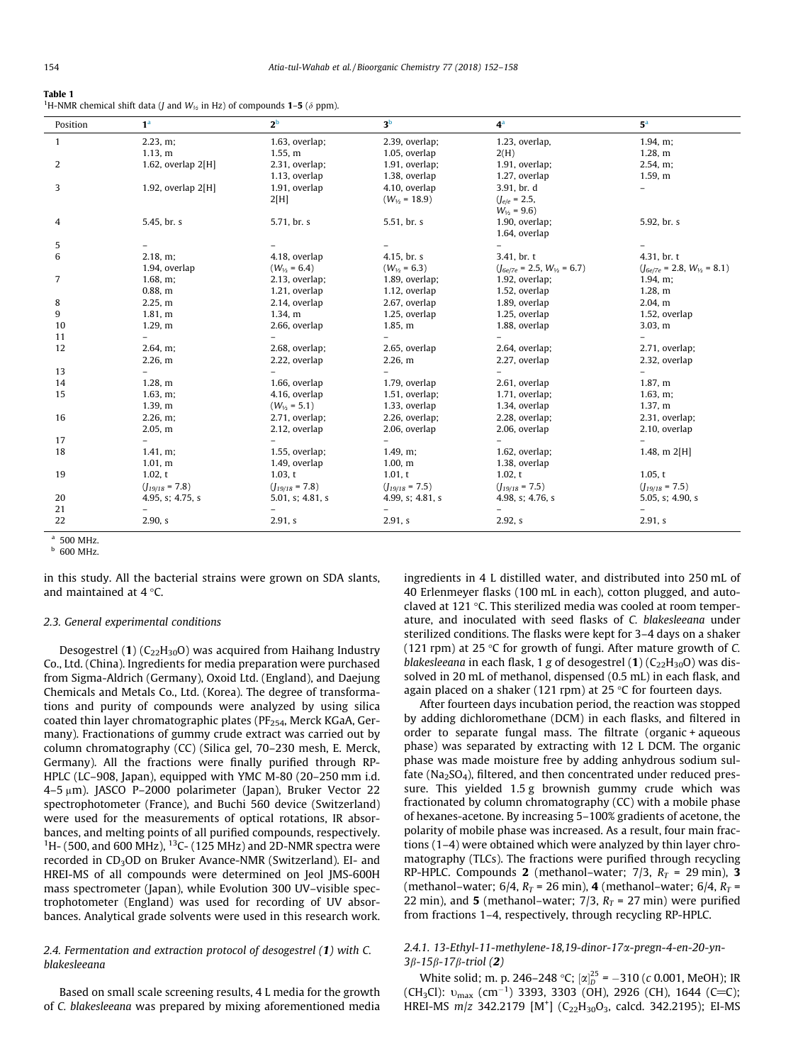**Table 1**
$^1$H-NMR chemical shift data ($J$ and $W_{½}$ in Hz) of compounds **1**–**5** ($\delta$ ppm).

| Position | **1**[a] | **2**[b] | **3**[b] | **4**[a] | **5**[a] |
|---|---|---|---|---|---|
| 1 | 2.23, m; 1.13, m | 1.63, overlap; 1.55, m | 2.39, overlap; 1.05, overlap | 1.23, overlap, 2(H) | 1.94, m; 1.28, m |
| 2 | 1.62, overlap 2[H] | 2.31, overlap; 1.13, overlap | 1.91, overlap; 1.38, overlap | 1.91, overlap; 1.27, overlap | 2.54, m; 1.59, m |
| 3 | 1.92, overlap 2[H] | 1.91, overlap 2[H] | 4.10, overlap ($W_{½}$ = 18.9) | 3.91, br. d ($J_{e/e}$ = 2.5, $W_{½}$ = 9.6) | – |
| 4 | 5.45, br. s | 5.71, br. s | 5.51, br. s | 1.90, overlap; 1.64, overlap | 5.92, br. s |
| 5 | – | – | – | – | – |
| 6 | 2.18, m; 1.94, overlap | 4.18, overlap ($W_{½}$ = 6.4) | 4.15, br. s ($W_{½}$ = 6.3) | 3.41, br. t ($J_{6e/7e}$ = 2.5, $W_{½}$ = 6.7) | 4.31, br. t ($J_{6e/7e}$ = 2.8, $W_{½}$ = 8.1) |
| 7 | 1.68, m; 0.88, m | 2.13, overlap; 1.21, overlap | 1.89, overlap; 1.12, overlap | 1.92, overlap; 1.52, overlap | 1.94, m; 1.28, m |
| 8 | 2.25, m | 2.14, overlap | 2.67, overlap | 1.89, overlap | 2.04, m |
| 9 | 1.81, m | 1.34, m | 1.25, overlap | 1.25, overlap | 1.52, overlap |
| 10 | 1.29, m | 2.66, overlap | 1.85, m | 1.88, overlap | 3.03, m |
| 11 | – | – | – | – | – |
| 12 | 2.64, m; 2.26, m | 2.68, overlap; 2.22, overlap | 2.65, overlap 2.26, m | 2.64, overlap; 2.27, overlap | 2.71, overlap; 2.32, overlap |
| 13 | – | – | – | – | – |
| 14 | 1.28, m | 1.66, overlap | 1.79, overlap | 2.61, overlap | 1.87, m |
| 15 | 1.63, m; 1.39, m | 4.16, overlap ($W_{½}$ = 5.1) | 1.51, overlap; 1.33, overlap | 1.71, overlap; 1.34, overlap | 1.63, m; 1.37, m |
| 16 | 2.26, m; 2.05, m | 2.71, overlap; 2.12, overlap | 2.26, overlap; 2.06, overlap | 2.28, overlap; 2.06, overlap | 2.31, overlap; 2.10, overlap |
| 17 | – | – | – | – | – |
| 18 | 1.41, m; 1.01, m | 1.55, overlap; 1.49, overlap | 1.49, m; 1.00, m | 1.62, overlap; 1.38, overlap | 1.48, m 2[H] |
| 19 | 1.02, t ($J_{19/18}$ = 7.8) | 1.03, t ($J_{19/18}$ = 7.8) | 1.01, t ($J_{19/18}$ = 7.5) | 1.02, t ($J_{19/18}$ = 7.5) | 1.05, t ($J_{19/18}$ = 7.5) |
| 20 | 4.95, s; 4.75, s | 5.01, s; 4.81, s | 4.99, s; 4.81, s | 4.98, s; 4.76, s | 5.05, s; 4.90, s |
| 21 | – | – | – | – | – |
| 22 | 2.90, s | 2.91, s | 2.91, s | 2.92, s | 2.91, s |

[a] 500 MHz.
[b] 600 MHz.

in this study. All the bacterial strains were grown on SDA slants, and maintained at 4 °C.

### 2.3. General experimental conditions

Desogestrel (**1**) ($C_{22}H_{30}O$) was acquired from Haihang Industry Co., Ltd. (China). Ingredients for media preparation were purchased from Sigma-Aldrich (Germany), Oxoid Ltd. (England), and Daejung Chemicals and Metals Co., Ltd. (Korea). The degree of transformations and purity of compounds were analyzed by using silica coated thin layer chromatographic plates ($PF_{254}$, Merck KGaA, Germany). Fractionations of gummy crude extract was carried out by column chromatography (CC) (Silica gel, 70–230 mesh, E. Merck, Germany). All the fractions were finally purified through RP-HPLC (LC–908, Japan), equipped with YMC M-80 (20–250 mm i.d. 4–5 μm). JASCO P–2000 polarimeter (Japan), Bruker Vector 22 spectrophotometer (France), and Buchi 560 device (Switzerland) were used for the measurements of optical rotations, IR absorbances, and melting points of all purified compounds, respectively. $^1$H- (500, and 600 MHz), $^{13}$C- (125 MHz) and 2D-NMR spectra were recorded in $CD_3OD$ on Bruker Avance-NMR (Switzerland). EI- and HREI-MS of all compounds were determined on Jeol JMS-600H mass spectrometer (Japan), while Evolution 300 UV–visible spectrophotometer (England) was used for recording of UV absorbances. Analytical grade solvents were used in this research work.

### 2.4. Fermentation and extraction protocol of desogestrel (1) with *C. blakesleeana*

Based on small scale screening results, 4 L media for the growth of *C. blakesleeana* was prepared by mixing aforementioned media ingredients in 4 L distilled water, and distributed into 250 mL of 40 Erlenmeyer flasks (100 mL in each), cotton plugged, and autoclaved at 121 °C. This sterilized media was cooled at room temperature, and inoculated with seed flasks of *C. blakesleeana* under sterilized conditions. The flasks were kept for 3–4 days on a shaker (121 rpm) at 25 °C for growth of fungi. After mature growth of *C. blakesleeana* in each flask, 1 g of desogestrel (**1**) ($C_{22}H_{30}O$) was dissolved in 20 mL of methanol, dispensed (0.5 mL) in each flask, and again placed on a shaker (121 rpm) at 25 °C for fourteen days.

After fourteen days incubation period, the reaction was stopped by adding dichloromethane (DCM) in each flasks, and filtered in order to separate fungal mass. The filtrate (organic + aqueous phase) was separated by extracting with 12 L DCM. The organic phase was made moisture free by adding anhydrous sodium sulfate ($Na_2SO_4$), filtered, and then concentrated under reduced pressure. This yielded 1.5 g brownish gummy crude which was fractionated by column chromatography (CC) with a mobile phase of hexanes-acetone. By increasing 5–100% gradients of acetone, the polarity of mobile phase was increased. As a result, four main fractions (1–4) were obtained which were analyzed by thin layer chromatography (TLCs). The fractions were purified through recycling RP-HPLC. Compounds **2** (methanol–water; 7/3, $R_T$ = 29 min), **3** (methanol–water; 6/4, $R_T$ = 26 min), **4** (methanol–water; 6/4, $R_T$ = 22 min), and **5** (methanol–water; 7/3, $R_T$ = 27 min) were purified from fractions 1–4, respectively, through recycling RP-HPLC.

#### 2.4.1. 13-Ethyl-11-methylene-18,19-dinor-17α-pregn-4-en-20-yn-3β-15β-17β-triol (2)

White solid; m. p. 246–248 °C; $[\alpha]_D^{25}$ = −310 (*c* 0.001, MeOH); IR ($CH_3Cl$): $\upsilon_{max}$ (cm$^{-1}$) 3393, 3303 (OH), 2926 (CH), 1644 (C=C); HREI-MS *m/z* 342.2179 [M$^+$] ($C_{22}H_{30}O_3$, calcd. 342.2195); EI-MS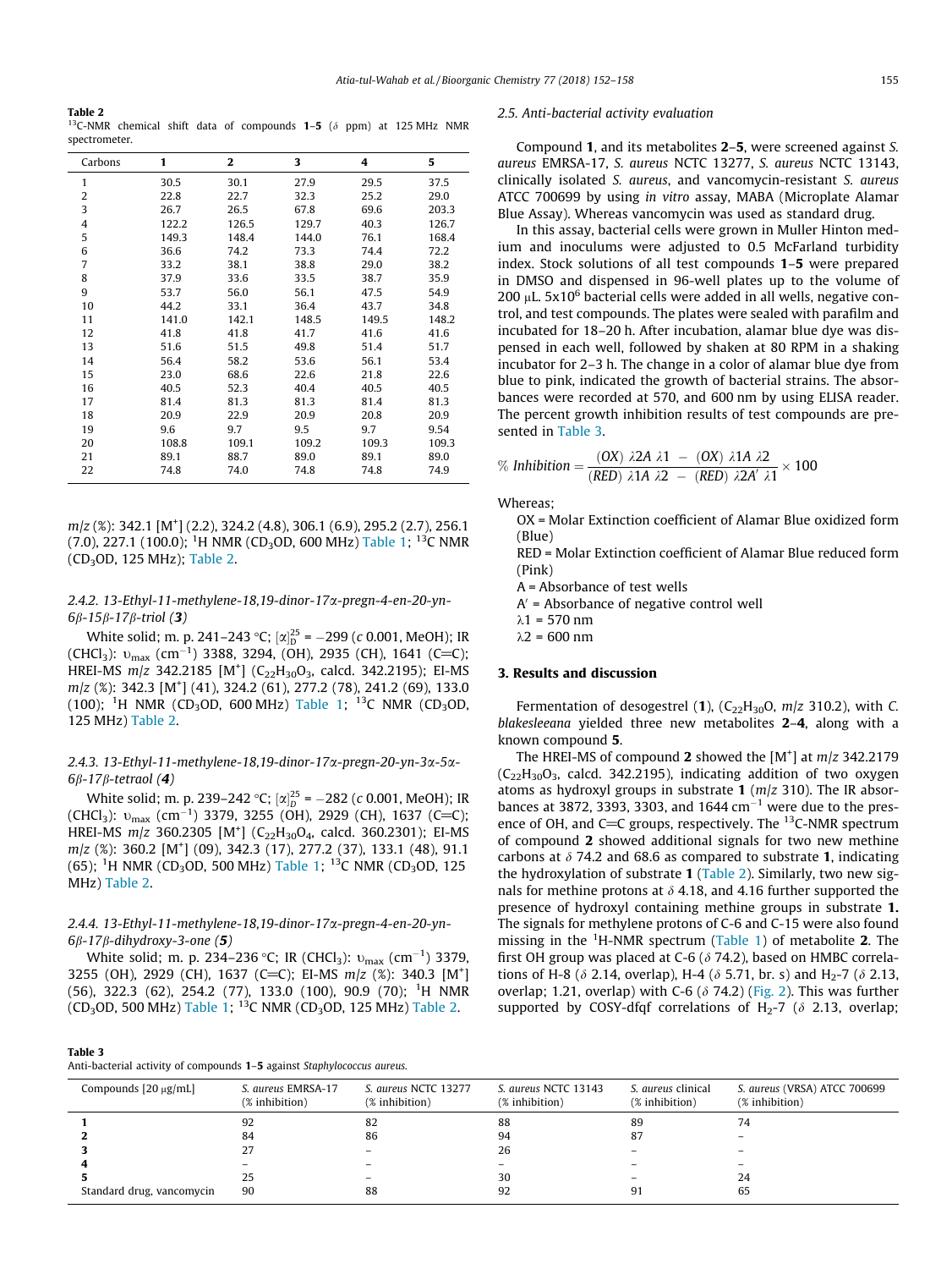**Table 2**
$^{13}$C-NMR chemical shift data of compounds **1**–**5** ($\delta$ ppm) at 125 MHz NMR spectrometer.

| Carbons | 1 | 2 | 3 | 4 | 5 |
|---|---|---|---|---|---|
| 1 | 30.5 | 30.1 | 27.9 | 29.5 | 37.5 |
| 2 | 22.8 | 22.7 | 32.3 | 25.2 | 29.0 |
| 3 | 26.7 | 26.5 | 67.8 | 69.6 | 203.3 |
| 4 | 122.2 | 126.5 | 129.7 | 40.3 | 126.7 |
| 5 | 149.3 | 148.4 | 144.0 | 76.1 | 168.4 |
| 6 | 36.6 | 74.2 | 73.3 | 74.4 | 72.2 |
| 7 | 33.2 | 38.1 | 38.8 | 29.0 | 38.2 |
| 8 | 37.9 | 33.6 | 33.5 | 38.7 | 35.9 |
| 9 | 53.7 | 56.0 | 56.1 | 47.5 | 54.9 |
| 10 | 44.2 | 33.1 | 36.4 | 43.7 | 34.8 |
| 11 | 141.0 | 142.1 | 148.5 | 149.5 | 148.2 |
| 12 | 41.8 | 41.8 | 41.7 | 41.6 | 41.6 |
| 13 | 51.6 | 51.5 | 49.8 | 51.4 | 51.7 |
| 14 | 56.4 | 58.2 | 53.6 | 56.1 | 53.4 |
| 15 | 23.0 | 68.6 | 22.6 | 21.8 | 22.6 |
| 16 | 40.5 | 52.3 | 40.4 | 40.5 | 40.5 |
| 17 | 81.4 | 81.3 | 81.3 | 81.4 | 81.3 |
| 18 | 20.9 | 22.9 | 20.9 | 20.8 | 20.9 |
| 19 | 9.6 | 9.7 | 9.5 | 9.7 | 9.54 |
| 20 | 108.8 | 109.1 | 109.2 | 109.3 | 109.3 |
| 21 | 89.1 | 88.7 | 89.0 | 89.1 | 89.0 |
| 22 | 74.8 | 74.0 | 74.8 | 74.8 | 74.9 |

*m/z* (%): 342.1 [M$^+$] (2.2), 324.2 (4.8), 306.1 (6.9), 295.2 (2.7), 256.1 (7.0), 227.1 (100.0); $^1$H NMR ($CD_3OD$, 600 MHz) Table 1; $^{13}$C NMR ($CD_3OD$, 125 MHz); Table 2.

### 2.4.2. 13-Ethyl-11-methylene-18,19-dinor-17α-pregn-4-en-20-yn-6β-15β-17β-triol (*3*)

White solid; m. p. 241–243 °C; $[\alpha]_D^{25}$ = −299 (*c* 0.001, MeOH); IR ($CHCl_3$): $\upsilon_{max}$ (cm$^{-1}$) 3388, 3294, (OH), 2935 (CH), 1641 (C=C); HREI-MS *m/z* 342.2185 [M$^+$] ($C_{22}H_{30}O_3$, calcd. 342.2195); EI-MS *m/z* (%): 342.3 [M$^+$] (41), 324.2 (61), 277.2 (78), 241.2 (69), 133.0 (100); $^1$H NMR ($CD_3OD$, 600 MHz) Table 1; $^{13}$C NMR ($CD_3OD$, 125 MHz) Table 2.

### 2.4.3. 13-Ethyl-11-methylene-18,19-dinor-17α-pregn-20-yn-3α-5α-6β-17β-tetraol (*4*)

White solid; m. p. 239–242 °C; $[\alpha]_D^{25}$ = −282 (*c* 0.001, MeOH); IR ($CHCl_3$): $\upsilon_{max}$ (cm$^{-1}$) 3379, 3255 (OH), 2929 (CH), 1637 (C=C); HREI-MS *m/z* 360.2305 [M$^+$] ($C_{22}H_{30}O_4$, calcd. 360.2301); EI-MS *m/z* (%): 360.2 [M$^+$] (09), 342.3 (17), 277.2 (37), 133.1 (48), 91.1 (65); $^1$H NMR ($CD_3OD$, 500 MHz) Table 1; $^{13}$C NMR ($CD_3OD$, 125 MHz) Table 2.

### 2.4.4. 13-Ethyl-11-methylene-18,19-dinor-17α-pregn-4-en-20-yn-6β-17β-dihydroxy-3-one (*5*)

White solid; m. p. 234–236 °C; IR ($CHCl_3$): $\upsilon_{max}$ (cm$^{-1}$) 3379, 3255 (OH), 2929 (CH), 1637 (C=C); EI-MS *m/z* (%): 340.3 [M$^+$] (56), 322.3 (62), 254.2 (77), 133.0 (100), 90.9 (70); $^1$H NMR ($CD_3OD$, 500 MHz) Table 1; $^{13}$C NMR ($CD_3OD$, 125 MHz) Table 2.

## 2.5. Anti-bacterial activity evaluation

Compound **1**, and its metabolites **2**–**5**, were screened against *S. aureus* EMRSA-17, *S. aureus* NCTC 13277, *S. aureus* NCTC 13143, clinically isolated *S. aureus*, and vancomycin-resistant *S. aureus* ATCC 700699 by using *in vitro* assay, MABA (Microplate Alamar Blue Assay). Whereas vancomycin was used as standard drug.

In this assay, bacterial cells were grown in Muller Hinton medium and inoculums were adjusted to 0.5 McFarland turbidity index. Stock solutions of all test compounds **1**–**5** were prepared in DMSO and dispensed in 96-well plates up to the volume of 200 μL. 5x10$^6$ bacterial cells were added in all wells, negative control, and test compounds. The plates were sealed with parafilm and incubated for 18–20 h. After incubation, alamar blue dye was dispensed in each well, followed by shaken at 80 RPM in a shaking incubator for 2–3 h. The change in a color of alamar blue dye from blue to pink, indicated the growth of bacterial strains. The absorbances were recorded at 570, and 600 nm by using ELISA reader. The percent growth inhibition results of test compounds are presented in Table 3.

$$\%\ Inhibition = \frac{(OX)\ \lambda 2A\ \lambda 1\ -\ (OX)\ \lambda 1A\ \lambda 2}{(RED)\ \lambda 1A\ \lambda 2\ -\ (RED)\ \lambda 2A'\ \lambda 1} \times 100$$

Whereas;

OX = Molar Extinction coefficient of Alamar Blue oxidized form (Blue)
RED = Molar Extinction coefficient of Alamar Blue reduced form (Pink)
A = Absorbance of test wells
A′ = Absorbance of negative control well
λ1 = 570 nm
λ2 = 600 nm

## 3. Results and discussion

Fermentation of desogestrel (**1**), ($C_{22}H_{30}O$, *m/z* 310.2), with *C. blakesleeana* yielded three new metabolites **2**–**4**, along with a known compound **5**.

The HREI-MS of compound **2** showed the [M$^+$] at *m/z* 342.2179 ($C_{22}H_{30}O_3$, calcd. 342.2195), indicating addition of two oxygen atoms as hydroxyl groups in substrate **1** (*m/z* 310). The IR absorbances at 3872, 3393, 3303, and 1644 cm$^{-1}$ were due to the presence of OH, and C=C groups, respectively. The $^{13}$C-NMR spectrum of compound **2** showed additional signals for two new methine carbons at $\delta$ 74.2 and 68.6 as compared to substrate **1**, indicating the hydroxylation of substrate **1** (Table 2). Similarly, two new signals for methine protons at $\delta$ 4.18, and 4.16 further supported the presence of hydroxyl containing methine groups in substrate **1.** The signals for methylene protons of C-6 and C-15 were also found missing in the $^1$H-NMR spectrum (Table 1) of metabolite **2**. The first OH group was placed at C-6 ($\delta$ 74.2), based on HMBC correlations of H-8 ($\delta$ 2.14, overlap), H-4 ($\delta$ 5.71, br. s) and H$_2$-7 ($\delta$ 2.13, overlap; 1.21, overlap) with C-6 ($\delta$ 74.2) (Fig. 2). This was further supported by COSY-dfqf correlations of H$_2$-7 ($\delta$ 2.13, overlap;

**Table 3**
Anti-bacterial activity of compounds **1**–**5** against *Staphylococcus aureus.*

| Compounds [20 μg/mL] | *S. aureus* EMRSA-17 (% inhibition) | *S. aureus* NCTC 13277 (% inhibition) | *S. aureus* NCTC 13143 (% inhibition) | *S. aureus* clinical (% inhibition) | *S. aureus* (VRSA) ATCC 700699 (% inhibition) |
|---|---|---|---|---|---|
| **1** | 92 | 82 | 88 | 89 | 74 |
| **2** | 84 | 86 | 94 | 87 | – |
| **3** | 27 | – | 26 | – | – |
| **4** | – | – | – | – | – |
| **5** | 25 | – | 30 | – | 24 |
| Standard drug, vancomycin | 90 | 88 | 92 | 91 | 65 |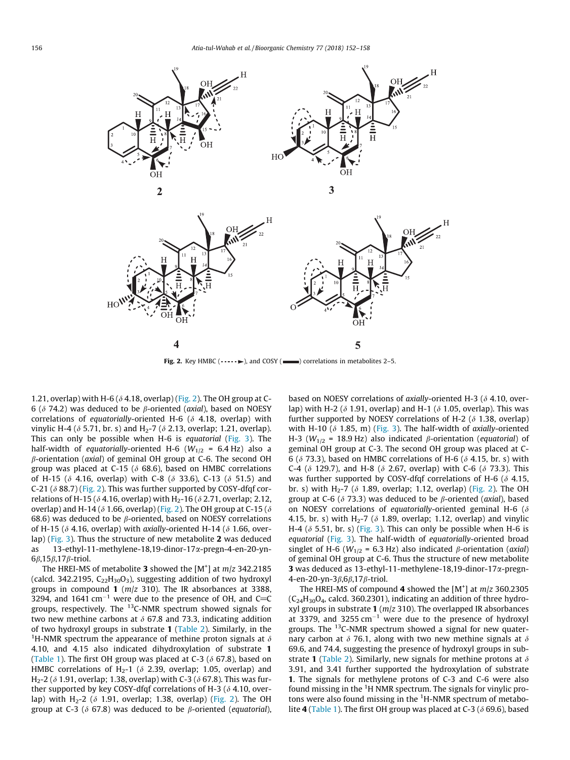Fig. 2. Key HMBC (- - - - - ►), and COSY (▬▬▬) correlations in metabolites 2–5.

1.21, overlap) with H-6 ($\delta$ 4.18, overlap) (Fig. 2). The OH group at C-6 ($\delta$ 74.2) was deduced to be $\beta$-oriented (*axial*), based on NOESY correlations of *equatorially*-oriented H-6 ($\delta$ 4.18, overlap) with vinylic H-4 ($\delta$ 5.71, br. s) and H$_2$-7 ($\delta$ 2.13, overlap; 1.21, overlap). This can only be possible when H-6 is *equatorial* (Fig. 3). The half-width of *equatorially*-oriented H-6 ($W_{1/2}$ = 6.4 Hz) also a $\beta$-orientation (*axial*) of geminal OH group at C-6. The second OH group was placed at C-15 ($\delta$ 68.6), based on HMBC correlations of H-15 ($\delta$ 4.16, overlap) with C-8 ($\delta$ 33.6), C-13 ($\delta$ 51.5) and C-21 ($\delta$ 88.7) (Fig. 2). This was further supported by COSY-dfqf correlations of H-15 ($\delta$ 4.16, overlap) with H$_2$-16 ($\delta$ 2.71, overlap; 2.12, overlap) and H-14 ($\delta$ 1.66, overlap) (Fig. 2). The OH group at C-15 ($\delta$ 68.6) was deduced to be $\beta$-oriented, based on NOESY correlations of H-15 ($\delta$ 4.16, overlap) with *axially*-oriented H-14 ($\delta$ 1.66, overlap) (Fig. 3). Thus the structure of new metabolite **2** was deduced as 13-ethyl-11-methylene-18,19-dinor-17$\alpha$-pregn-4-en-20-yn-6$\beta$,15$\beta$,17$\beta$-triol.

The HREI-MS of metabolite **3** showed the [M$^+$] at $m/z$ 342.2185 (calcd. 342.2195, $C_{22}H_{30}O_3$), suggesting addition of two hydroxyl groups in compound **1** ($m/z$ 310). The IR absorbances at 3388, 3294, and 1641 cm$^{-1}$ were due to the presence of OH, and C=C groups, respectively. The $^{13}$C-NMR spectrum showed signals for two new methine carbons at $\delta$ 67.8 and 73.3, indicating addition of two hydroxyl groups in substrate **1** (Table 2). Similarly, in the $^1$H-NMR spectrum the appearance of methine proton signals at $\delta$ 4.10, and 4.15 also indicated dihydroxylation of substrate **1** (Table 1). The first OH group was placed at C-3 ($\delta$ 67.8), based on HMBC correlations of H$_2$-1 ($\delta$ 2.39, overlap; 1.05, overlap) and H$_2$-2 ($\delta$ 1.91, overlap; 1.38, overlap) with C-3 ($\delta$ 67.8). This was further supported by key COSY-dfqf correlations of H-3 ($\delta$ 4.10, overlap) with H$_2$-2 ($\delta$ 1.91, overlap; 1.38, overlap) (Fig. 2). The OH group at C-3 ($\delta$ 67.8) was deduced to be $\beta$-oriented (*equatorial*), based on NOESY correlations of *axially*-oriented H-3 ($\delta$ 4.10, overlap) with H-2 ($\delta$ 1.91, overlap) and H-1 ($\delta$ 1.05, overlap). This was further supported by NOESY correlations of H-2 ($\delta$ 1.38, overlap) with H-10 ($\delta$ 1.85, m) (Fig. 3). The half-width of *axially*-oriented H-3 ($W_{1/2}$ = 18.9 Hz) also indicated $\beta$-orientation (*equatorial*) of geminal OH group at C-3. The second OH group was placed at C-6 ($\delta$ 73.3), based on HMBC correlations of H-6 ($\delta$ 4.15, br. s) with C-4 ($\delta$ 129.7), and H-8 ($\delta$ 2.67, overlap) with C-6 ($\delta$ 73.3). This was further supported by COSY-dfqf correlations of H-6 ($\delta$ 4.15, br. s) with H$_2$-7 ($\delta$ 1.89, overlap; 1.12, overlap) (Fig. 2). The OH group at C-6 ($\delta$ 73.3) was deduced to be $\beta$-oriented (*axial*), based on NOESY correlations of *equatorially*-oriented geminal H-6 ($\delta$ 4.15, br. s) with H$_2$-7 ($\delta$ 1.89, overlap; 1.12, overlap) and vinylic H-4 ($\delta$ 5.51, br. s) (Fig. 3). This can only be possible when H-6 is *equatorial* (Fig. 3). The half-width of *equatorially*-oriented broad singlet of H-6 ($W_{1/2}$ = 6.3 Hz) also indicated $\beta$-orientation (*axial*) of geminal OH group at C-6. Thus the structure of new metabolite **3** was deduced as 13-ethyl-11-methylene-18,19-dinor-17$\alpha$-pregn-4-en-20-yn-3$\beta$,6$\beta$,17$\beta$-triol.

The HREI-MS of compound **4** showed the [M$^+$] at $m/z$ 360.2305 ($C_{24}H_{30}O_4$, calcd. 360.2301), indicating an addition of three hydroxyl groups in substrate **1** ($m/z$ 310). The overlapped IR absorbances at 3379, and 3255 cm$^{-1}$ were due to the presence of hydroxyl groups. The $^{13}$C-NMR spectrum showed a signal for new quaternary carbon at $\delta$ 76.1, along with two new methine signals at $\delta$ 69.6, and 74.4, suggesting the presence of hydroxyl groups in substrate **1** (Table 2). Similarly, new signals for methine protons at $\delta$ 3.91, and 3.41 further supported the hydroxylation of substrate **1**. The signals for methylene protons of C-3 and C-6 were also found missing in the $^1$H NMR spectrum. The signals for vinylic protons were also found missing in the $^1$H-NMR spectrum of metabolite **4** (Table 1). The first OH group was placed at C-3 ($\delta$ 69.6), based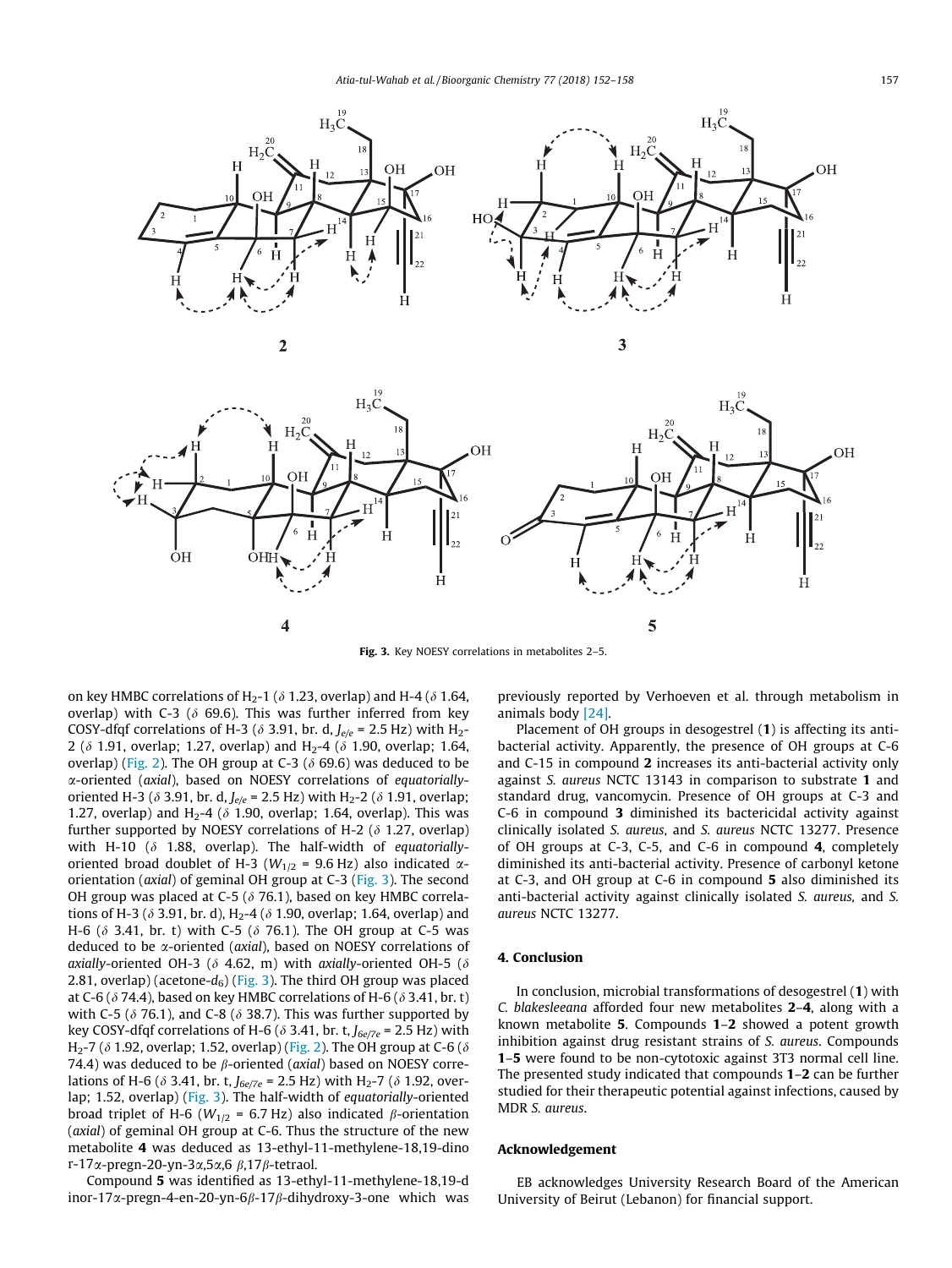**Fig. 3.** Key NOESY correlations in metabolites 2–5.

on key HMBC correlations of $H_2$-1 ($\delta$ 1.23, overlap) and H-4 ($\delta$ 1.64, overlap) with C-3 ($\delta$ 69.6). This was further inferred from key COSY-dfqf correlations of H-3 ($\delta$ 3.91, br. d, $J_{e/e}$ = 2.5 Hz) with $H_2$-2 ($\delta$ 1.91, overlap; 1.27, overlap) and $H_2$-4 ($\delta$ 1.90, overlap; 1.64, overlap) (Fig. 2). The OH group at C-3 ($\delta$ 69.6) was deduced to be $\alpha$-oriented (*axial*), based on NOESY correlations of *equatorially*-oriented H-3 ($\delta$ 3.91, br. d, $J_{e/e}$ = 2.5 Hz) with $H_2$-2 ($\delta$ 1.91, overlap; 1.27, overlap) and $H_2$-4 ($\delta$ 1.90, overlap; 1.64, overlap). This was further supported by NOESY correlations of H-2 ($\delta$ 1.27, overlap) with H-10 ($\delta$ 1.88, overlap). The half-width of *equatorially*-oriented broad doublet of H-3 ($W_{1/2}$ = 9.6 Hz) also indicated $\alpha$-orientation (*axial*) of geminal OH group at C-3 (Fig. 3). The second OH group was placed at C-5 ($\delta$ 76.1), based on key HMBC correlations of H-3 ($\delta$ 3.91, br. d), $H_2$-4 ($\delta$ 1.90, overlap; 1.64, overlap) and H-6 ($\delta$ 3.41, br. t) with C-5 ($\delta$ 76.1). The OH group at C-5 was deduced to be $\alpha$-oriented (*axial*), based on NOESY correlations of *axially*-oriented OH-3 ($\delta$ 4.62, m) with *axially*-oriented OH-5 ($\delta$ 2.81, overlap) (acetone-$d_6$) (Fig. 3). The third OH group was placed at C-6 ($\delta$ 74.4), based on key HMBC correlations of H-6 ($\delta$ 3.41, br. t) with C-5 ($\delta$ 76.1), and C-8 ($\delta$ 38.7). This was further supported by key COSY-dfqf correlations of H-6 ($\delta$ 3.41, br. t, $J_{6e/7e}$ = 2.5 Hz) with $H_2$-7 ($\delta$ 1.92, overlap; 1.52, overlap) (Fig. 2). The OH group at C-6 ($\delta$ 74.4) was deduced to be $\beta$-oriented (*axial*) based on NOESY correlations of H-6 ($\delta$ 3.41, br. t, $J_{6e/7e}$ = 2.5 Hz) with $H_2$-7 ($\delta$ 1.92, overlap; 1.52, overlap) (Fig. 3). The half-width of *equatorially*-oriented broad triplet of H-6 ($W_{1/2}$ = 6.7 Hz) also indicated $\beta$-orientation (*axial*) of geminal OH group at C-6. Thus the structure of the new metabolite **4** was deduced as 13-ethyl-11-methylene-18,19-dinor-17$\alpha$-pregn-20-yn-3$\alpha$,5$\alpha$,6 $\beta$,17$\beta$-tetraol.

Compound **5** was identified as 13-ethyl-11-methylene-18,19-dinor-17$\alpha$-pregn-4-en-20-yn-6$\beta$-17$\beta$-dihydroxy-3-one which was previously reported by Verhoeven et al. through metabolism in animals body [24].

Placement of OH groups in desogestrel (**1**) is affecting its anti-bacterial activity. Apparently, the presence of OH groups at C-6 and C-15 in compound **2** increases its anti-bacterial activity only against *S. aureus* NCTC 13143 in comparison to substrate **1** and standard drug, vancomycin. Presence of OH groups at C-3 and C-6 in compound **3** diminished its bactericidal activity against clinically isolated *S. aureus*, and *S. aureus* NCTC 13277. Presence of OH groups at C-3, C-5, and C-6 in compound **4**, completely diminished its anti-bacterial activity. Presence of carbonyl ketone at C-3, and OH group at C-6 in compound **5** also diminished its anti-bacterial activity against clinically isolated *S. aureus,* and *S. aureus* NCTC 13277.

## 4. Conclusion

In conclusion, microbial transformations of desogestrel (**1**) with *C. blakesleeana* afforded four new metabolites **2**–**4**, along with a known metabolite **5**. Compounds **1**–**2** showed a potent growth inhibition against drug resistant strains of *S. aureus*. Compounds **1**–**5** were found to be non-cytotoxic against 3T3 normal cell line. The presented study indicated that compounds **1**–**2** can be further studied for their therapeutic potential against infections, caused by MDR *S. aureus*.

## Acknowledgement

EB acknowledges University Research Board of the American University of Beirut (Lebanon) for financial support.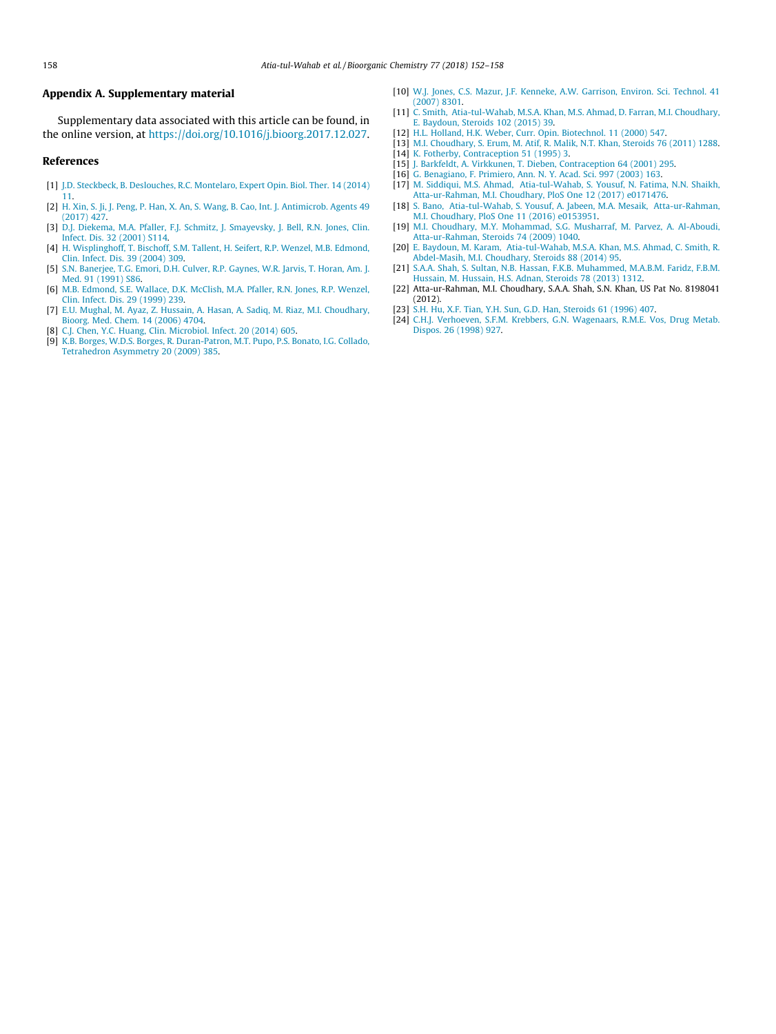## Appendix A. Supplementary material

Supplementary data associated with this article can be found, in the online version, at https://doi.org/10.1016/j.bioorg.2017.12.027.

## References

[1] J.D. Steckbeck, B. Deslouches, R.C. Montelaro, Expert Opin. Biol. Ther. 14 (2014) 11.

[2] H. Xin, S. Ji, J. Peng, P. Han, X. An, S. Wang, B. Cao, Int. J. Antimicrob. Agents 49 (2017) 427.

[3] D.J. Diekema, M.A. Pfaller, F.J. Schmitz, J. Smayevsky, J. Bell, R.N. Jones, Clin. Infect. Dis. 32 (2001) S114.

[4] H. Wisplinghoff, T. Bischoff, S.M. Tallent, H. Seifert, R.P. Wenzel, M.B. Edmond, Clin. Infect. Dis. 39 (2004) 309.

[5] S.N. Banerjee, T.G. Emori, D.H. Culver, R.P. Gaynes, W.R. Jarvis, T. Horan, Am. J. Med. 91 (1991) S86.

[6] M.B. Edmond, S.E. Wallace, D.K. McClish, M.A. Pfaller, R.N. Jones, R.P. Wenzel, Clin. Infect. Dis. 29 (1999) 239.

[7] E.U. Mughal, M. Ayaz, Z. Hussain, A. Hasan, A. Sadiq, M. Riaz, M.I. Choudhary, Bioorg. Med. Chem. 14 (2006) 4704.

[8] C.J. Chen, Y.C. Huang, Clin. Microbiol. Infect. 20 (2014) 605.

[9] K.B. Borges, W.D.S. Borges, R. Duran-Patron, M.T. Pupo, P.S. Bonato, I.G. Collado, Tetrahedron Asymmetry 20 (2009) 385.

[10] W.J. Jones, C.S. Mazur, J.F. Kenneke, A.W. Garrison, Environ. Sci. Technol. 41 (2007) 8301.

[11] C. Smith, Atia-tul-Wahab, M.S.A. Khan, M.S. Ahmad, D. Farran, M.I. Choudhary, E. Baydoun, Steroids 102 (2015) 39.

[12] H.L. Holland, H.K. Weber, Curr. Opin. Biotechnol. 11 (2000) 547.

[13] M.I. Choudhary, S. Erum, M. Atif, R. Malik, N.T. Khan, Steroids 76 (2011) 1288.

[14] K. Fotherby, Contraception 51 (1995) 3.

[15] J. Barkfeldt, A. Virkkunen, T. Dieben, Contraception 64 (2001) 295.

[16] G. Benagiano, F. Primiero, Ann. N. Y. Acad. Sci. 997 (2003) 163.

[17] M. Siddiqui, M.S. Ahmad, Atia-tul-Wahab, S. Yousuf, N. Fatima, N.N. Shaikh, Atta-ur-Rahman, M.I. Choudhary, PloS One 12 (2017) e0171476.

[18] S. Bano, Atia-tul-Wahab, S. Yousuf, A. Jabeen, M.A. Mesaik, Atta-ur-Rahman, M.I. Choudhary, PloS One 11 (2016) e0153951.

[19] M.I. Choudhary, M.Y. Mohammad, S.G. Musharraf, M. Parvez, A. Al-Aboudi, Atta-ur-Rahman, Steroids 74 (2009) 1040.

[20] E. Baydoun, M. Karam, Atia-tul-Wahab, M.S.A. Khan, M.S. Ahmad, C. Smith, R. Abdel-Masih, M.I. Choudhary, Steroids 88 (2014) 95.

[21] S.A.A. Shah, S. Sultan, N.B. Hassan, F.K.B. Muhammed, M.A.B.M. Faridz, F.B.M. Hussain, M. Hussain, H.S. Adnan, Steroids 78 (2013) 1312.

[22] Atta-ur-Rahman, M.I. Choudhary, S.A.A. Shah, S.N. Khan, US Pat No. 8198041 (2012).

[23] S.H. Hu, X.F. Tian, Y.H. Sun, G.D. Han, Steroids 61 (1996) 407.

[24] C.H.J. Verhoeven, S.F.M. Krebbers, G.N. Wagenaars, R.M.E. Vos, Drug Metab. Dispos. 26 (1998) 927.